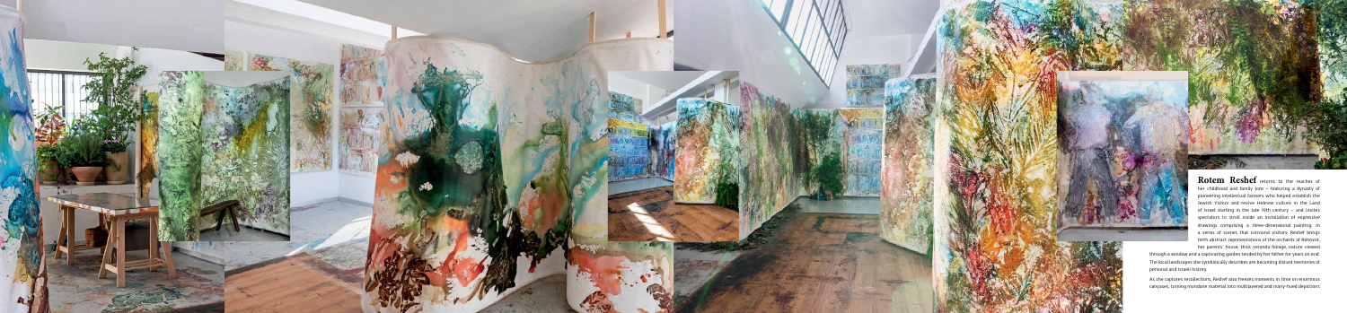**Rotem Reshef** returns to the reaches of her childhood and family lore – featuring a dynasty of pioneering intellectual farmers who helped establish the Jewish Yishuv and revive Hebrew culture in the Land of Israel starting in the late 19th century – and invites spectators to stroll inside an installation of expressive drawings comprising a three-dimensional painting. In a series of scenes that surround visitors, Reshef brings forth abstract representations of the orchards of Rehovot, her parents' house, thick veranda foliage, nature viewed through a window and a captivating garden tended by her father for years on end. The local landscapes she symbolically describes are becoming distant memories of personal and Israeli history.

As she captures recollections, Reshef also freezes moments in time on enormous canvases, turning mundane material into multilayered and many-hued depictions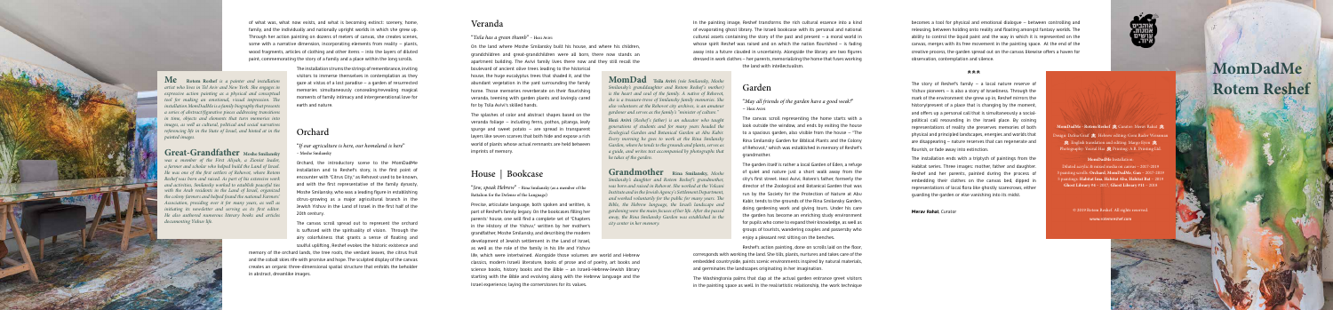of what was, what now exists, and what is becoming extinct: scenery, home, family, and the individually and nationally upright worlds in which she grew up. Through her action painting on dozens of meters of canvas, she creates scenes, some with a narrative dimension, incorporating elements from reality – plants, wood fragments, articles of clothing and other items – into the layers of diluted paint, commemorating the story of a family and a place within the long scrolls.

**Me** **Rotem Reshef** *is a painter and installation artist who lives in Tel Aviv and New York. She engages in expressive action painting as a physical and conceptual tool for making an emotional, visual impression. The installation MomDadMe is a family biography that presents a series of abstract/figurative pieces addressing transitions in time, objects and elements that turn memories into images, as well as cultural, political and social narratives referencing life in the State of Israel, and hinted at in the painted images.*

**Great-Grandfather** **Moshe Smilansky** *was a member of the First Aliyah, a Zionist leader, a farmer and scholar who helped build the Land of Israel. He was one of the first settlers of Rehovot, where Rotem Reshef was born and raised. As part of his extensive work and activities, Smilansky worked to establish peaceful ties with the Arab residents in the Land of Israel, organized the colony farmers and helped found the national Farmers' Association, presiding over it for many years, as well as initiating its newsletter and serving as its first editor. He also authored numerous literary books and articles documenting Yishuv life.*

The installation trims the strings of remembrance, inviting visitors to immerse themselves in contemplation as they gaze at vistas of a lost paradise – a garden of resurrected memories simultaneously concealing/revealing magical moments of family intimacy and intergenerational love for earth and nature.

## Orchard

*"If our agriculture is here, our homeland is here"*
– Moshe Smilansky

Orchard, the introductory scene to the MomDadMe installation and to Reshef's story, is the first point of encounter with "Citrus City," as Rehovot used to be known, and with the first representative of the family dynasty, Moshe Smilansky, who was a leading figure in establishing citrus-growing as a major agricultural branch in the Jewish Yishuv in the Land of Israel, in the first half of the 20th century.

The canvas scroll spread out to represent the orchard is suffused with the spirituality of vision. Through the airy colorfulness that grants a sense of floating and soulful uplifting, Reshef evokes the historic existence and memory of the orchard lands, the tree roots, the verdant leaves, the citrus fruit and the cobalt skies rife with promise and hope. The sculpted display of the canvas creates an organic three-dimensional spatial structure that enfolds the beholder in abstract, dreamlike images.

## Veranda

*"Tola has a green thumb"* – Illusi Avivi

On the land where Moshe Smilansky built his house, and where his children, grandchildren and great-grandchildren were all born, there now stands an apartment building. The Avivi family lives there now and they still recall the boulevard of ancient olive trees leading to the historical house, the huge eucalyptus trees that shaded it, and the abundant vegetation in the yard surrounding the family home. Those memories reverberate on their flourishing veranda, teeming with garden plants and lovingly cared for by Tola Avivi's skilled hands.

The splashes of color and abstract shapes based on the veranda foliage – including ferns, pothos, pilungia, leafy spurge and sweet potato – are spread in transparent layers like seven scarves that both hide and expose a rich world of plants whose actual remnants are held between imprints of memory.

**MomDad** **Tola Avivi** *(née Smilansky, Moshe Smilansky's granddaughter and Rotem Reshef's mother) is the heart and soul of the family. A native of Rehovot, she is a treasure-trove of Smilansky family memories. She also volunteers at the Rehovot city archives, is an amateur gardener and serves as the family's "minister of culture."* **Illusi Avivi** *(Reshef's father) is an educator who taught generations of students and for many years headed the Zoological Garden and Botanical Garden at Bar Kabir. Every morning he goes to work at the Rina Smilansky Garden, where he tends to the grounds and plants, serves as a guide, and writes text accompanied by photographs that he takes of the garden.*

## House | Bookcase

*"Jew, speak Hebrew"* – Rina Smilansky (as a member of the Battalion for the Defense of the Language)

Precise, articulate language, both spoken and written, is part of Reshef's family legacy. On the bookcases filling her parents' house, one will find a complete set of "Chapters in the History of the Yishuv," written by her mother's grandfather, Moshe Smilansky, and describing the modern development of Jewish settlement in the Land of Israel, as well as the role of the family in his life and Yishuv life, which were intertwined. Alongside those volumes are world and Hebrew classics, modern Israeli literature, books of prose and of poetry, art books and science books, history books and the Bible – an Israeli-Hebrew-Jewish library starting with the Bible and evolving along with the Hebrew language and the Israeli experience, laying the cornerstones for its values.

**Grandmother** **Rina Smilansky,** *Moshe Smilansky's daughter and Rotem Reshef's grandmother, was born and raised in Rehovot. She worked at the Volcani Institute and in the Jewish Agency's Settlement Department, and worked voluntarily for the public for many years. The Bible, the Hebrew language, the Israeli landscape and gardening were the main focuses of her life. After she passed away, the Rina Smilansky Garden was established in the city center in her memory.*

In the painting image, Reshef transforms the rich cultural essence into a kind of evaporating ghost library. The Israeli bookcase with its personal and national cultural assets containing the story of the past and present – a mental world in whose spirit Reshef was raised and on which the nation flourished – is fading away into a future clouded in uncertainty. Alongside the library are two figures dressed in work clothes – her parents, memorializing the home that fuses working the land with intellectualism.

## Garden

*"May all friends of the garden have a good week!"*
– Illusi Avivi

The canvas scroll representing the home starts with a look outside the window, and ends by exiting the house to a spacious garden, also visible from the house – "The Rina Smilansky Garden for Biblical Plants and the Colony of Rehovot," which was established in memory of Reshef's grandmother.

The garden itself is rather a local Garden of Eden, a refuge of quiet and nature just a short walk away from the city's first street, Herzl Avivi, Rotem's father, formerly the director of the Zoological and Botanical Garden that was run by the Society for the Protection of Nature at Abu Kabir, tends to the grounds of the Rina Smilansky Garden, doing gardening work and giving tours. Under his care the garden has become an enriching study environment for pupils who come to expand their knowledge, as well as groups of tourists, wandering couples and passersby who enjoy a pleasant rest sitting on the benches.

Reshef's action painting, done on scrolls laid on the floor, corresponds with working the land. She tills, plants, nurtures and takes care of the embedded countryside; paints scenic environments inspired by natural materials, and germinates the landscapes originating in her imagination.

The Washingtonia palms that slap at the actual garden entrance greet visitors in the painting space as well. In the real/artistic relationship, the work technique becomes a tool for physical and emotional dialogue – between controlling and releasing, between holding onto reality and floating amongst fantasy worlds. The ability to control the liquid paint and the way in which it is represented on the canvas, merges with its free movement in the painting space. At the end of the creative process, the garden spread out on the canvas likewise offers a haven for observation, contemplation and silence.

\*\*\*

The story of Reshef's family – a local nature reserve of Yishuv pioneers – is also a story of loneliness. Through the mark of the environment she grew up in, Reshef mirrors the history/present of a place that is changing by the moment, and offers up a personal call that is simultaneously a social-political call resounding in the Israeli place. By coining representations of reality she preserves memories of both physical and principled landscapes, energies and worlds that are disappearing – nature reserves that can regenerate and flourish, or fade away into extinction.

The installation ends with a triptych of paintings from the Habitat series. Three images: mother, father and daughter. Reshef and her parents, painted during the process of embedding their clothes on the canvas bed, dipped in representations of local flora like ghostly scarecrows, either guarding the garden or else vanishing into its midst.

**Merav Rahat**, Curator

# MomDadMe Rotem Reshef

**MomDadMe - Rotem Reshef** Curator: Merav Rahat
Design: Dalia Graf Hebrew editing: Gonn Ballet Weinman
English translation and editing: Margo Hirsh
Photography: Yuval Hai Printing: A.R. Printing Ltd.

**MomDadMe Installation:**
Diluted acrylic & mixed media on canvas – 2017-2019
Spanning scrolls: **Orchard, MomDadMe, Gan** – 2017-2019
3 paintings: **Habitat Ima, Habitat Aba, Habitat Bat** – 2019
**Ghost Library #6** – 2017, **Ghost Library #11** – 2018

© 2019 Rotem Reshef. All rights reserved.
www.rotemreshef.com